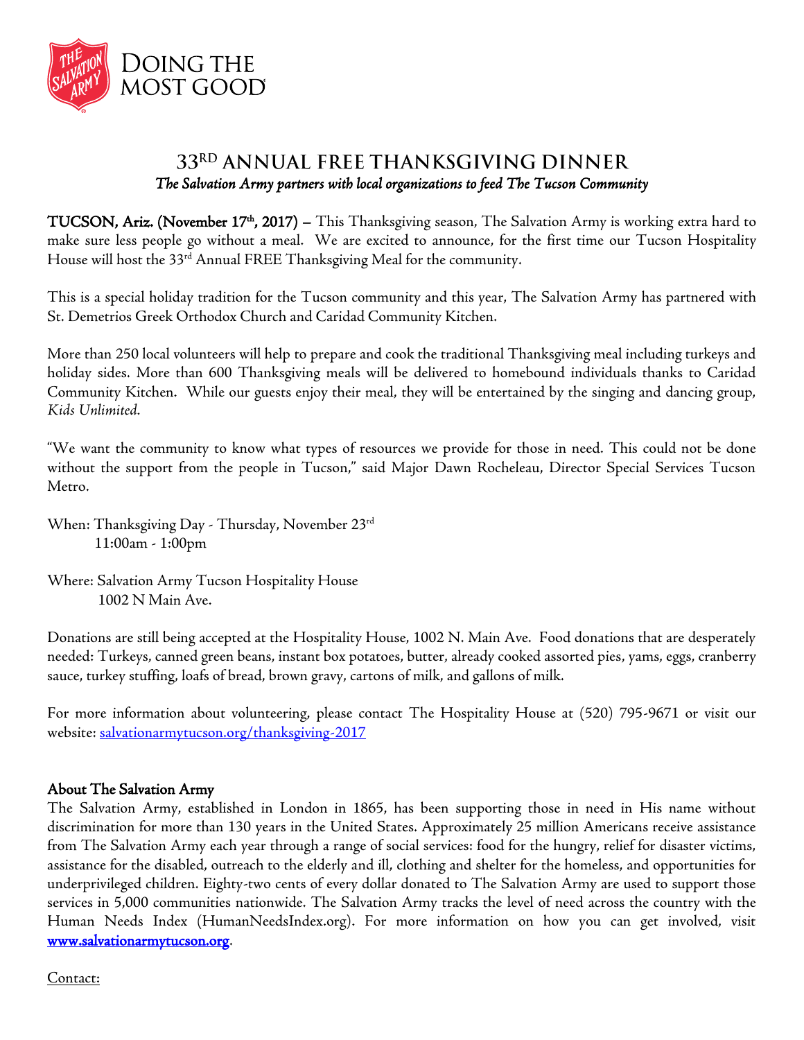DOING THE MOST GOOD

# 33RD ANNUAL FREE THANKSGIVING DINNER

*The Salvation Army partners with local organizations to feed The Tucson Community*

**TUCSON, Ariz. (November 17th, 2017) –** This Thanksgiving season, The Salvation Army is working extra hard to make sure less people go without a meal. We are excited to announce, for the first time our Tucson Hospitality House will host the 33rd Annual FREE Thanksgiving Meal for the community.

This is a special holiday tradition for the Tucson community and this year, The Salvation Army has partnered with St. Demetrios Greek Orthodox Church and Caridad Community Kitchen.

More than 250 local volunteers will help to prepare and cook the traditional Thanksgiving meal including turkeys and holiday sides. More than 600 Thanksgiving meals will be delivered to homebound individuals thanks to Caridad Community Kitchen. While our guests enjoy their meal, they will be entertained by the singing and dancing group, *Kids Unlimited*.

"We want the community to know what types of resources we provide for those in need. This could not be done without the support from the people in Tucson," said Major Dawn Rocheleau, Director Special Services Tucson Metro.

When: Thanksgiving Day - Thursday, November 23rd
11:00am - 1:00pm

Where: Salvation Army Tucson Hospitality House
1002 N Main Ave.

Donations are still being accepted at the Hospitality House, 1002 N. Main Ave. Food donations that are desperately needed: Turkeys, canned green beans, instant box potatoes, butter, already cooked assorted pies, yams, eggs, cranberry sauce, turkey stuffing, loafs of bread, brown gravy, cartons of milk, and gallons of milk.

For more information about volunteering, please contact The Hospitality House at (520) 795-9671 or visit our website: salvationarmytucson.org/thanksgiving-2017

**About The Salvation Army**

The Salvation Army, established in London in 1865, has been supporting those in need in His name without discrimination for more than 130 years in the United States. Approximately 25 million Americans receive assistance from The Salvation Army each year through a range of social services: food for the hungry, relief for disaster victims, assistance for the disabled, outreach to the elderly and ill, clothing and shelter for the homeless, and opportunities for underprivileged children. Eighty-two cents of every dollar donated to The Salvation Army are used to support those services in 5,000 communities nationwide. The Salvation Army tracks the level of need across the country with the Human Needs Index (HumanNeedsIndex.org). For more information on how you can get involved, visit **www.salvationarmytucson.org**.

Contact: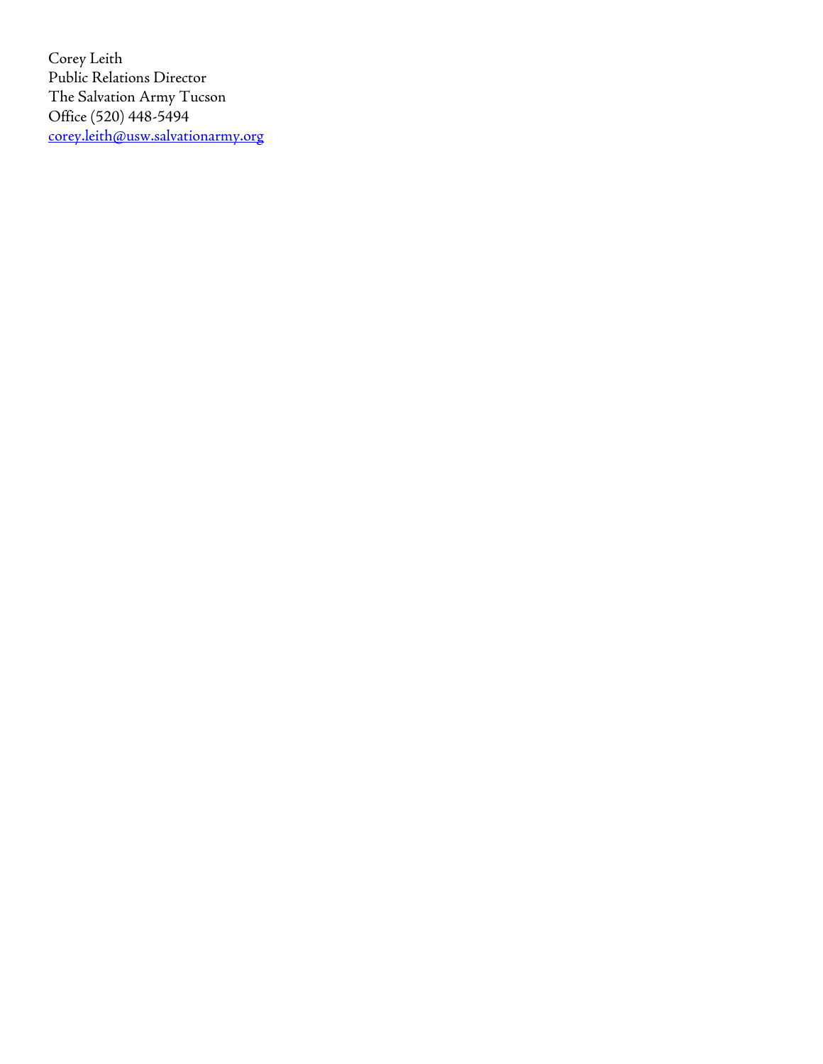Corey Leith
Public Relations Director
The Salvation Army Tucson
Office (520) 448-5494
corey.leith@usw.salvationarmy.org